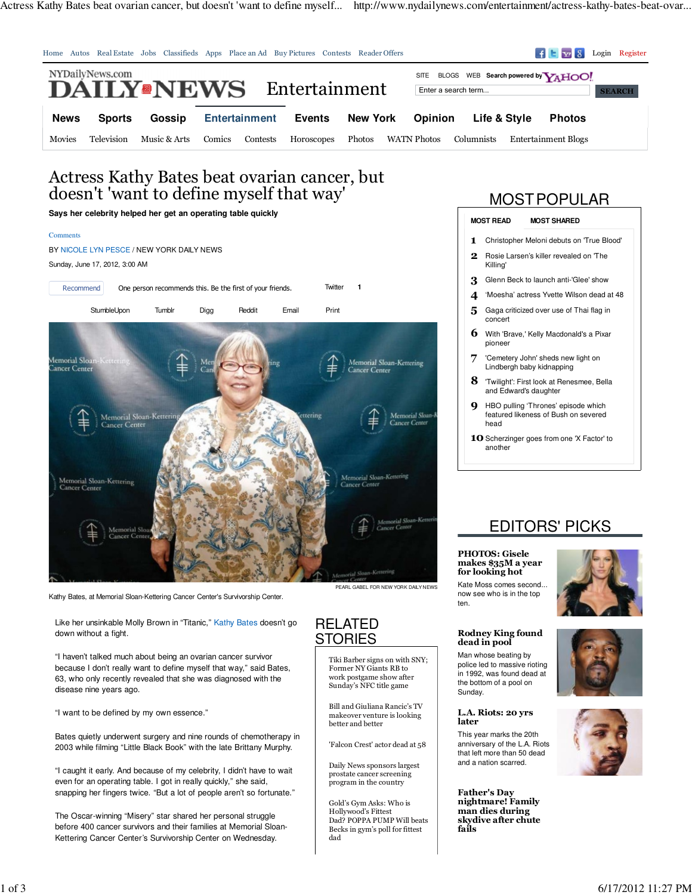Home Autos Real Estate Jobs Classifieds Apps Place an Ad Buy Pictures Contests Reader Offers

Login Register

NYDailyNews.com DAILY NEWS Entertainment

SITE BLOGS WEB Search powered by YAHOO!

Enter a search term... SEARCH

News Sports Gossip Entertainment Events New York Opinion Life & Style Photos

Movies Television Music & Arts Comics Contests Horoscopes Photos WATN Photos Columnists Entertainment Blogs

# Actress Kathy Bates beat ovarian cancer, but doesn't 'want to define myself that way'

**Says her celebrity helped her get an operating table quickly**

Comments

BY NICOLE LYN PESCE / NEW YORK DAILY NEWS

Sunday, June 17, 2012, 3:00 AM

Recommend One person recommends this. Be the first of your friends. Twitter 1

StumbleUpon Tumblr Digg Reddit Email Print

PEARL GABEL FOR NEW YORK DAILY NEWS

Kathy Bates, at Memorial Sloan-Kettering Cancer Center's Survivorship Center.

Like her unsinkable Molly Brown in "Titanic," Kathy Bates doesn't go down without a fight.

"I haven't talked much about being an ovarian cancer survivor because I don't really want to define myself that way," said Bates, 63, who only recently revealed that she was diagnosed with the disease nine years ago.

"I want to be defined by my own essence."

Bates quietly underwent surgery and nine rounds of chemotherapy in 2003 while filming "Little Black Book" with the late Brittany Murphy.

"I caught it early. And because of my celebrity, I didn't have to wait even for an operating table. I got in really quickly," she said, snapping her fingers twice. "But a lot of people aren't so fortunate."

The Oscar-winning "Misery" star shared her personal struggle before 400 cancer survivors and their families at Memorial Sloan-Kettering Cancer Center's Survivorship Center on Wednesday.

## RELATED STORIES

- Tiki Barber signs on with SNY; Former NY Giants RB to work postgame show after Sunday's NFC title game
- Bill and Giuliana Rancic's TV makeover venture is looking better and better
- 'Falcon Crest' actor dead at 58
- Daily News sponsors largest prostate cancer screening program in the country
- Gold's Gym Asks: Who is Hollywood's Fittest Dad? POPPA PUMP Will beats Becks in gym's poll for fittest dad

## MOST POPULAR

MOST READ MOST SHARED

1. Christopher Meloni debuts on 'True Blood'
2. Rosie Larsen's killer revealed on 'The Killing'
3. Glenn Beck to launch anti-'Glee' show
4. 'Moesha' actress Yvette Wilson dead at 48
5. Gaga criticized over use of Thai flag in concert
6. With 'Brave,' Kelly Macdonald's a Pixar pioneer
7. 'Cemetery John' sheds new light on Lindbergh baby kidnapping
8. 'Twilight': First look at Renesmee, Bella and Edward's daughter
9. HBO pulling 'Thrones' episode which featured likeness of Bush on severed head
10. Scherzinger goes from one 'X Factor' to another

## EDITORS' PICKS

**PHOTOS: Gisele makes $35M a year for looking hot**

Kate Moss comes second... now see who is in the top ten.

**Rodney King found dead in pool**

Man whose beating by police led to massive rioting in 1992, was found dead at the bottom of a pool on Sunday.

**L.A. Riots: 20 yrs later**

This year marks the 20th anniversary of the L.A. Riots that left more than 50 dead and a nation scarred.

**Father's Day nightmare! Family man dies during skydive after chute fails**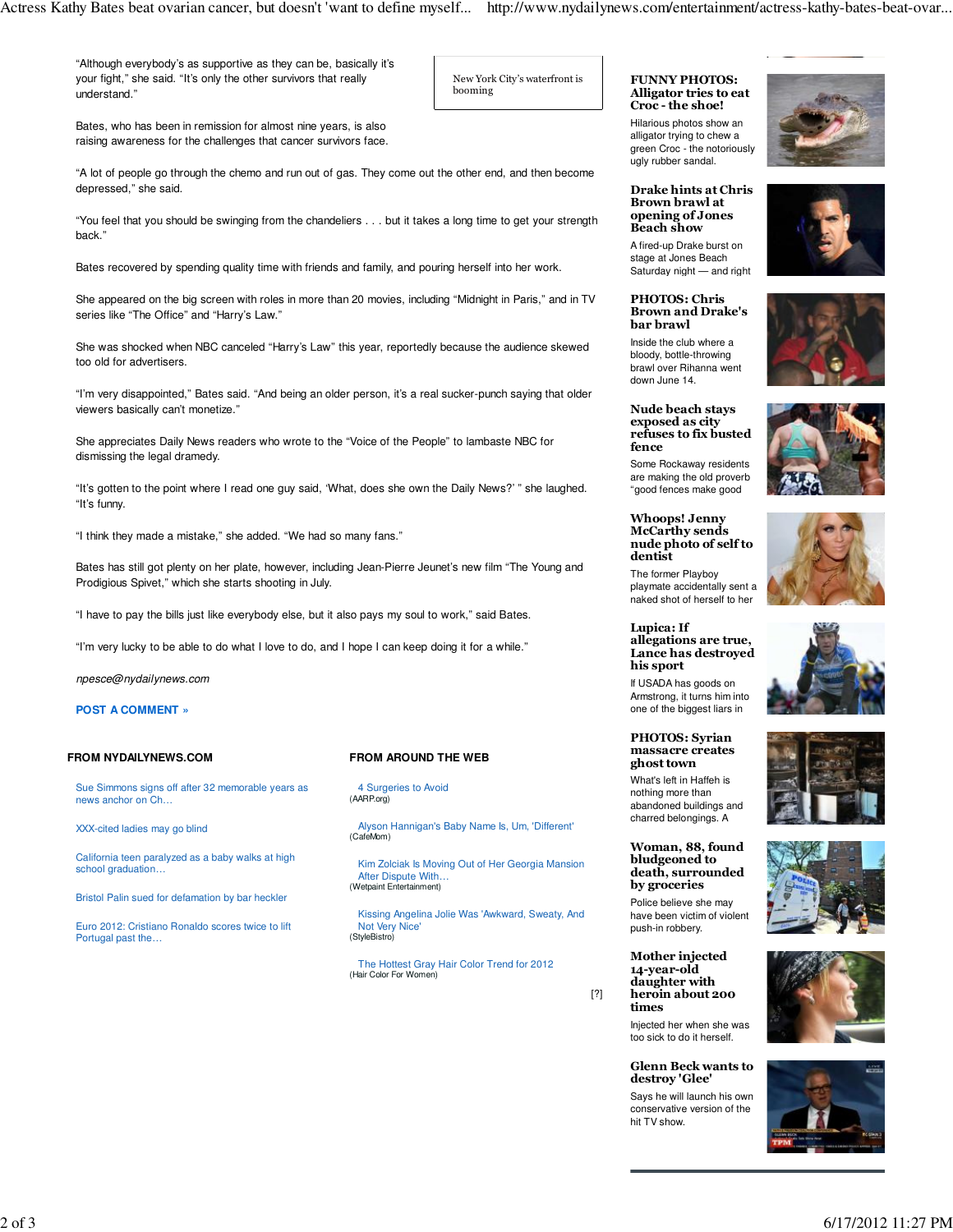"Although everybody's as supportive as they can be, basically it's your fight," she said. "It's only the other survivors that really understand."

New York City's waterfront is booming

Bates, who has been in remission for almost nine years, is also raising awareness for the challenges that cancer survivors face.

"A lot of people go through the chemo and run out of gas. They come out the other end, and then become depressed," she said.

"You feel that you should be swinging from the chandeliers . . . but it takes a long time to get your strength back."

Bates recovered by spending quality time with friends and family, and pouring herself into her work.

She appeared on the big screen with roles in more than 20 movies, including "Midnight in Paris," and in TV series like "The Office" and "Harry's Law."

She was shocked when NBC canceled "Harry's Law" this year, reportedly because the audience skewed too old for advertisers.

"I'm very disappointed," Bates said. "And being an older person, it's a real sucker-punch saying that older viewers basically can't monetize."

She appreciates Daily News readers who wrote to the "Voice of the People" to lambaste NBC for dismissing the legal dramedy.

"It's gotten to the point where I read one guy said, 'What, does she own the Daily News?' " she laughed. "It's funny.

"I think they made a mistake," she added. "We had so many fans."

Bates has still got plenty on her plate, however, including Jean-Pierre Jeunet's new film "The Young and Prodigious Spivet," which she starts shooting in July.

"I have to pay the bills just like everybody else, but it also pays my soul to work," said Bates.

"I'm very lucky to be able to do what I love to do, and I hope I can keep doing it for a while."

*npesce@nydailynews.com*

**POST A COMMENT »**

**FROM NYDAILYNEWS.COM**

- Sue Simmons signs off after 32 memorable years as news anchor on Ch…
- XXX-cited ladies may go blind
- California teen paralyzed as a baby walks at high school graduation…
- Bristol Palin sued for defamation by bar heckler
- Euro 2012: Cristiano Ronaldo scores twice to lift Portugal past the…

**FROM AROUND THE WEB**

- 4 Surgeries to Avoid (AARP.org)
- Alyson Hannigan's Baby Name Is, Um, 'Different' (CafeMom)
- Kim Zolciak Is Moving Out of Her Georgia Mansion After Dispute With… (Wetpaint Entertainment)
- Kissing Angelina Jolie Was 'Awkward, Sweaty, And Not Very Nice' (StyleBistro)
- The Hottest Gray Hair Color Trend for 2012 (Hair Color For Women)

[?]

**FUNNY PHOTOS: Alligator tries to eat Croc - the shoe!**
Hilarious photos show an alligator trying to chew a green Croc - the notoriously ugly rubber sandal.

**Drake hints at Chris Brown brawl at opening of Jones Beach show**
A fired-up Drake burst on stage at Jones Beach Saturday night — and right

**PHOTOS: Chris Brown and Drake's bar brawl**
Inside the club where a bloody, bottle-throwing brawl over Rihanna went down June 14.

**Nude beach stays exposed as city refuses to fix busted fence**
Some Rockaway residents are making the old proverb "good fences make good

**Whoops! Jenny McCarthy sends nude photo of self to dentist**
The former Playboy playmate accidentally sent a naked shot of herself to her

**Lupica: If allegations are true, Lance has destroyed his sport**
If USADA has goods on Armstrong, it turns him into one of the biggest liars in

**PHOTOS: Syrian massacre creates ghost town**
What's left in Haffeh is nothing more than abandoned buildings and charred belongings. A

**Woman, 88, found bludgeoned to death, surrounded by groceries**
Police believe she may have been victim of violent push-in robbery.

**Mother injected 14-year-old daughter with heroin about 200 times**
Injected her when she was too sick to do it herself.

**Glenn Beck wants to destroy 'Glee'**
Says he will launch his own conservative version of the hit TV show.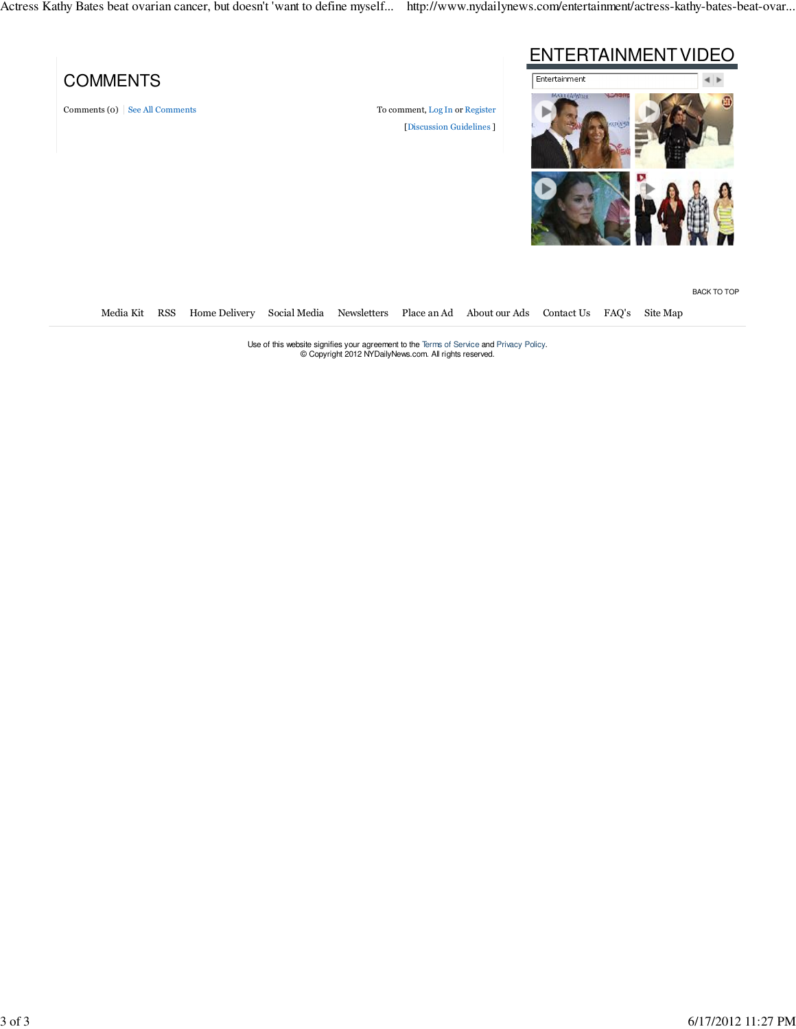## COMMENTS

Comments (0) | See All Comments

To comment, Log In or Register

[Discussion Guidelines ]

## ENTERTAINMENT VIDEO

Entertainment

BACK TO TOP

Media Kit RSS Home Delivery Social Media Newsletters Place an Ad About our Ads Contact Us FAQ's Site Map

Use of this website signifies your agreement to the Terms of Service and Privacy Policy.
© Copyright 2012 NYDailyNews.com. All rights reserved.